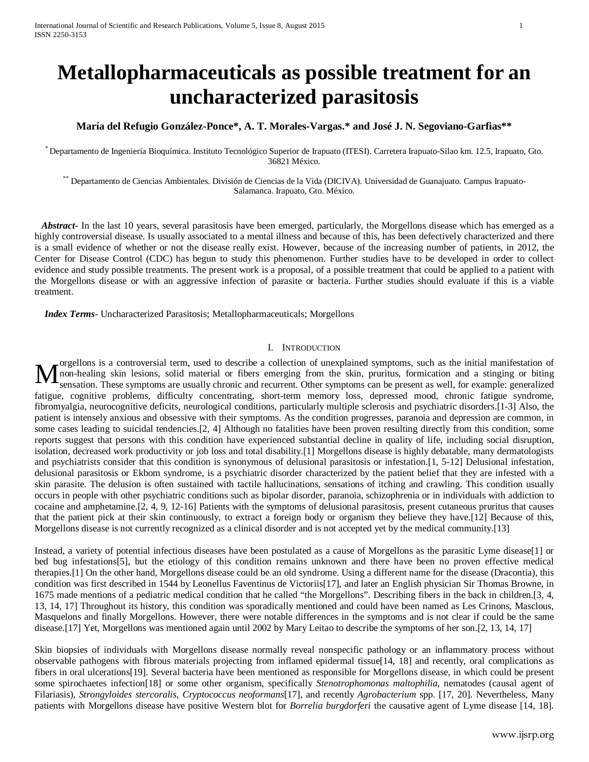# Metallopharmaceuticals as possible treatment for an uncharacterized parasitosis

**María del Refugio González-Ponce\*, A. T. Morales-Vargas.\* and José J. N. Segoviano-Garfias\*\***

\* Departamento de Ingeniería Bioquímica. Instituto Tecnológico Superior de Irapuato (ITESI). Carretera Irapuato-Silao km. 12.5, Irapuato, Gto. 36821 México.

\*\* Departamento de Ciencias Ambientales. División de Ciencias de la Vida (DICIVA). Universidad de Guanajuato. Campus Irapuato-Salamanca. Irapuato, Gto. México.

***Abstract***- In the last 10 years, several parasitosis have been emerged, particularly, the Morgellons disease which has emerged as a highly controversial disease. Is usually associated to a mental illness and because of this, has been defectively characterized and there is a small evidence of whether or not the disease really exist. However, because of the increasing number of patients, in 2012, the Center for Disease Control (CDC) has begun to study this phenomenon. Further studies have to be developed in order to collect evidence and study possible treatments. The present work is a proposal, of a possible treatment that could be applied to a patient with the Morgellons disease or with an aggressive infection of parasite or bacteria. Further studies should evaluate if this is a viable treatment.

***Index Terms***- Uncharacterized Parasitosis; Metallopharmaceuticals; Morgellons

## I. Introduction

Morgellons is a controversial term, used to describe a collection of unexplained symptoms, such as the initial manifestation of non-healing skin lesions, solid material or fibers emerging from the skin, pruritus, formication and a stinging or biting sensation. These symptoms are usually chronic and recurrent. Other symptoms can be present as well, for example: generalized fatigue, cognitive problems, difficulty concentrating, short-term memory loss, depressed mood, chronic fatigue syndrome, fibromyalgia, neurocognitive deficits, neurological conditions, particularly multiple sclerosis and psychiatric disorders.[1-3] Also, the patient is intensely anxious and obsessive with their symptoms. As the condition progresses, paranoia and depression are common, in some cases leading to suicidal tendencies.[2, 4] Although no fatalities have been proven resulting directly from this condition, some reports suggest that persons with this condition have experienced substantial decline in quality of life, including social disruption, isolation, decreased work productivity or job loss and total disability.[1] Morgellons disease is highly debatable, many dermatologists and psychiatrists consider that this condition is synonymous of delusional parasitosis or infestation.[1, 5-12] Delusional infestation, delusional parasitosis or Ekbom syndrome, is a psychiatric disorder characterized by the patient belief that they are infested with a skin parasite. The delusion is often sustained with tactile hallucinations, sensations of itching and crawling. This condition usually occurs in people with other psychiatric conditions such as bipolar disorder, paranoia, schizophrenia or in individuals with addiction to cocaine and amphetamine.[2, 4, 9, 12-16] Patients with the symptoms of delusional parasitosis, present cutaneous pruritus that causes that the patient pick at their skin continuously, to extract a foreign body or organism they believe they have.[12] Because of this, Morgellons disease is not currently recognized as a clinical disorder and is not accepted yet by the medical community.[13]

Instead, a variety of potential infectious diseases have been postulated as a cause of Morgellons as the parasitic Lyme disease[1] or bed bug infestations[5], but the etiology of this condition remains unknown and there have been no proven effective medical therapies.[1] On the other hand, Morgellons disease could be an old syndrome. Using a different name for the disease (Dracontia), this condition was first described in 1544 by Leonellus Faventinus de Victoriis[17], and later an English physician Sir Thomas Browne, in 1675 made mentions of a pediatric medical condition that he called "the Morgellons". Describing fibers in the back in children.[3, 4, 13, 14, 17] Throughout its history, this condition was sporadically mentioned and could have been named as Les Crinons, Masclous, Masquelons and finally Morgellons. However, there were notable differences in the symptoms and is not clear if could be the same disease.[17] Yet, Morgellons was mentioned again until 2002 by Mary Leitao to describe the symptoms of her son.[2, 13, 14, 17]

Skin biopsies of individuals with Morgellons disease normally reveal nonspecific pathology or an inflammatory process without observable pathogens with fibrous materials projecting from inflamed epidermal tissue[14, 18] and recently, oral complications as fibers in oral ulcerations[19]. Several bacteria have been mentioned as responsible for Morgellons disease, in which could be present some spirochaetes infection[18] or some other organism, specifically *Stenotrophomonas maltophilia*, nematodes (causal agent of Filariasis), *Strongyloides stercoralis*, *Cryptococcus neoformans*[17], and recently *Agrobacterium* spp. [17, 20]. Nevertheless, Many patients with Morgellons disease have positive Western blot for *Borrelia burgdorferi* the causative agent of Lyme disease [14, 18].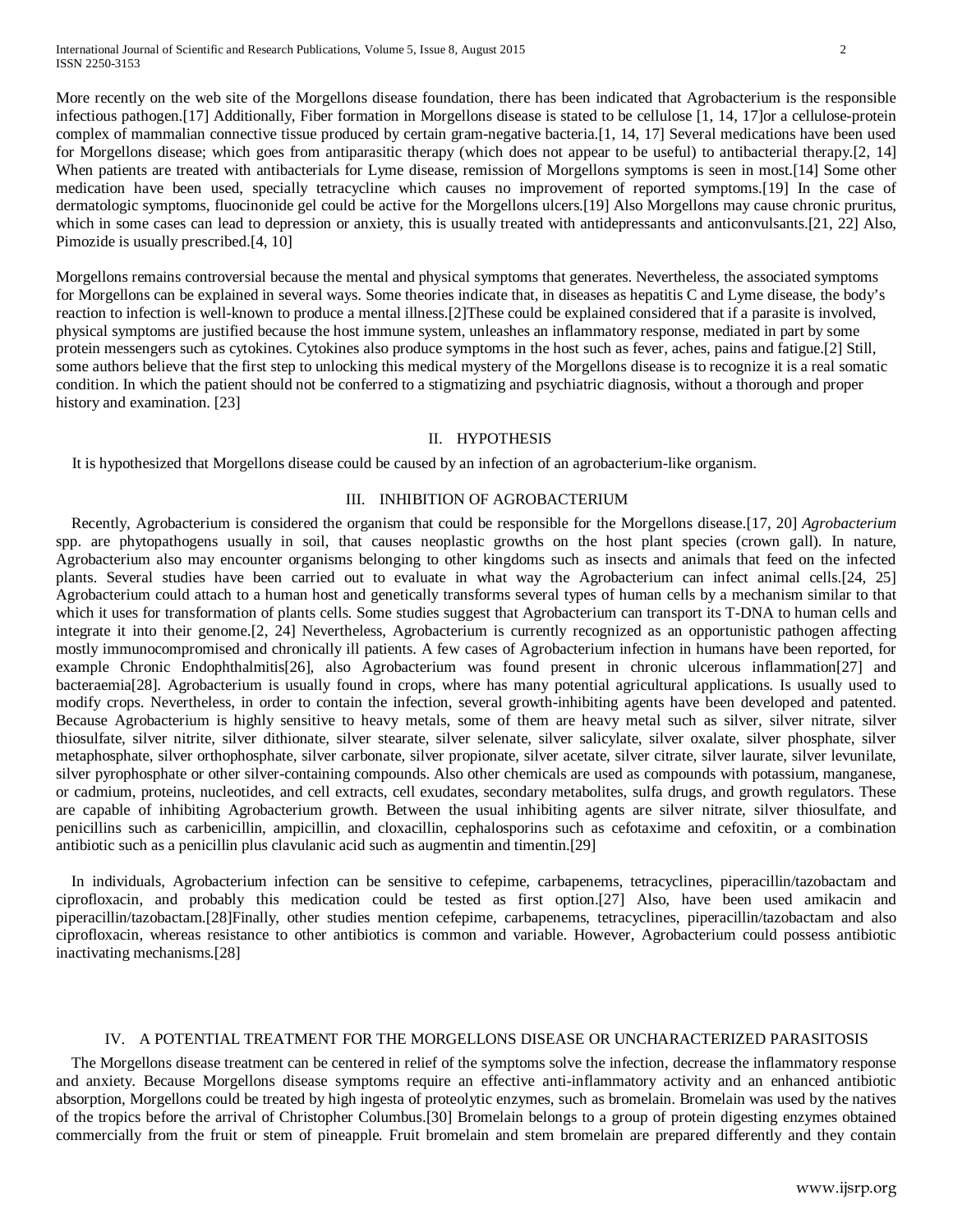More recently on the web site of the Morgellons disease foundation, there has been indicated that Agrobacterium is the responsible infectious pathogen.[17] Additionally, Fiber formation in Morgellons disease is stated to be cellulose [1, 14, 17]or a cellulose-protein complex of mammalian connective tissue produced by certain gram-negative bacteria.[1, 14, 17] Several medications have been used for Morgellons disease; which goes from antiparasitic therapy (which does not appear to be useful) to antibacterial therapy.[2, 14] When patients are treated with antibacterials for Lyme disease, remission of Morgellons symptoms is seen in most.[14] Some other medication have been used, specially tetracycline which causes no improvement of reported symptoms.[19] In the case of dermatologic symptoms, fluocinonide gel could be active for the Morgellons ulcers.[19] Also Morgellons may cause chronic pruritus, which in some cases can lead to depression or anxiety, this is usually treated with antidepressants and anticonvulsants.[21, 22] Also, Pimozide is usually prescribed.[4, 10]

Morgellons remains controversial because the mental and physical symptoms that generates. Nevertheless, the associated symptoms for Morgellons can be explained in several ways. Some theories indicate that, in diseases as hepatitis C and Lyme disease, the body's reaction to infection is well-known to produce a mental illness.[2]These could be explained considered that if a parasite is involved, physical symptoms are justified because the host immune system, unleashes an inflammatory response, mediated in part by some protein messengers such as cytokines. Cytokines also produce symptoms in the host such as fever, aches, pains and fatigue.[2] Still, some authors believe that the first step to unlocking this medical mystery of the Morgellons disease is to recognize it is a real somatic condition. In which the patient should not be conferred to a stigmatizing and psychiatric diagnosis, without a thorough and proper history and examination. [23]

## II. Hypothesis

It is hypothesized that Morgellons disease could be caused by an infection of an agrobacterium-like organism.

## III. Inhibition of Agrobacterium

Recently, Agrobacterium is considered the organism that could be responsible for the Morgellons disease.[17, 20] *Agrobacterium* spp. are phytopathogens usually in soil, that causes neoplastic growths on the host plant species (crown gall). In nature, Agrobacterium also may encounter organisms belonging to other kingdoms such as insects and animals that feed on the infected plants. Several studies have been carried out to evaluate in what way the Agrobacterium can infect animal cells.[24, 25] Agrobacterium could attach to a human host and genetically transforms several types of human cells by a mechanism similar to that which it uses for transformation of plants cells. Some studies suggest that Agrobacterium can transport its T-DNA to human cells and integrate it into their genome.[2, 24] Nevertheless, Agrobacterium is currently recognized as an opportunistic pathogen affecting mostly immunocompromised and chronically ill patients. A few cases of Agrobacterium infection in humans have been reported, for example Chronic Endophthalmitis[26], also Agrobacterium was found present in chronic ulcerous inflammation[27] and bacteraemia[28]. Agrobacterium is usually found in crops, where has many potential agricultural applications. Is usually used to modify crops. Nevertheless, in order to contain the infection, several growth-inhibiting agents have been developed and patented. Because Agrobacterium is highly sensitive to heavy metals, some of them are heavy metal such as silver, silver nitrate, silver thiosulfate, silver nitrite, silver dithionate, silver stearate, silver selenate, silver salicylate, silver oxalate, silver phosphate, silver metaphosphate, silver orthophosphate, silver carbonate, silver propionate, silver acetate, silver citrate, silver laurate, silver levunilate, silver pyrophosphate or other silver-containing compounds. Also other chemicals are used as compounds with potassium, manganese, or cadmium, proteins, nucleotides, and cell extracts, cell exudates, secondary metabolites, sulfa drugs, and growth regulators. These are capable of inhibiting Agrobacterium growth. Between the usual inhibiting agents are silver nitrate, silver thiosulfate, and penicillins such as carbenicillin, ampicillin, and cloxacillin, cephalosporins such as cefotaxime and cefoxitin, or a combination antibiotic such as a penicillin plus clavulanic acid such as augmentin and timentin.[29]

In individuals, Agrobacterium infection can be sensitive to cefepime, carbapenems, tetracyclines, piperacillin/tazobactam and ciprofloxacin, and probably this medication could be tested as first option.[27] Also, have been used amikacin and piperacillin/tazobactam.[28]Finally, other studies mention cefepime, carbapenems, tetracyclines, piperacillin/tazobactam and also ciprofloxacin, whereas resistance to other antibiotics is common and variable. However, Agrobacterium could possess antibiotic inactivating mechanisms.[28]

## IV. A Potential Treatment for the Morgellons Disease or Uncharacterized Parasitosis

The Morgellons disease treatment can be centered in relief of the symptoms solve the infection, decrease the inflammatory response and anxiety. Because Morgellons disease symptoms require an effective anti-inflammatory activity and an enhanced antibiotic absorption, Morgellons could be treated by high ingesta of proteolytic enzymes, such as bromelain. Bromelain was used by the natives of the tropics before the arrival of Christopher Columbus.[30] Bromelain belongs to a group of protein digesting enzymes obtained commercially from the fruit or stem of pineapple. Fruit bromelain and stem bromelain are prepared differently and they contain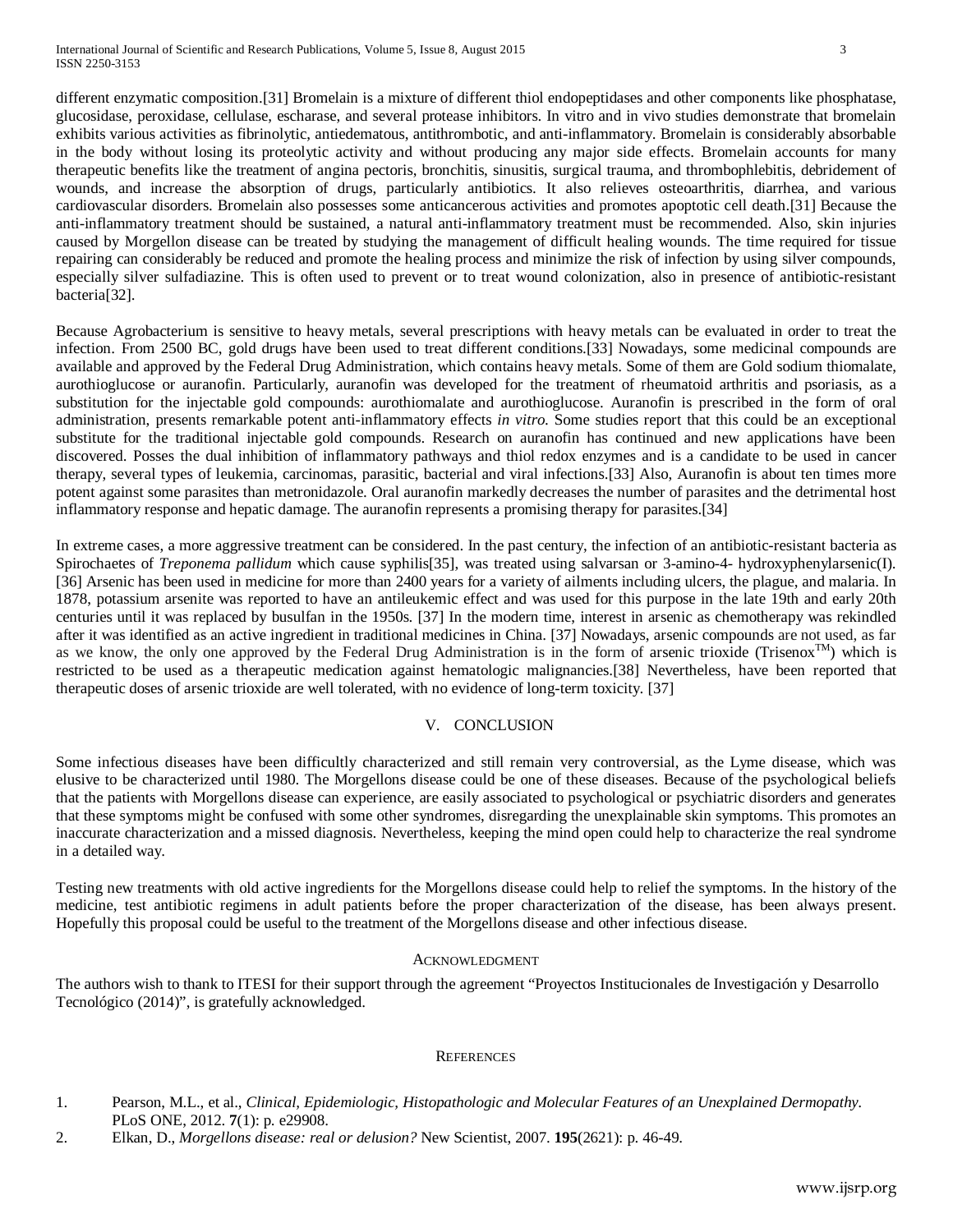different enzymatic composition.[31] Bromelain is a mixture of different thiol endopeptidases and other components like phosphatase, glucosidase, peroxidase, cellulase, escharase, and several protease inhibitors. In vitro and in vivo studies demonstrate that bromelain exhibits various activities as fibrinolytic, antiedematous, antithrombotic, and anti-inflammatory. Bromelain is considerably absorbable in the body without losing its proteolytic activity and without producing any major side effects. Bromelain accounts for many therapeutic benefits like the treatment of angina pectoris, bronchitis, sinusitis, surgical trauma, and thrombophlebitis, debridement of wounds, and increase the absorption of drugs, particularly antibiotics. It also relieves osteoarthritis, diarrhea, and various cardiovascular disorders. Bromelain also possesses some anticancerous activities and promotes apoptotic cell death.[31] Because the anti-inflammatory treatment should be sustained, a natural anti-inflammatory treatment must be recommended. Also, skin injuries caused by Morgellon disease can be treated by studying the management of difficult healing wounds. The time required for tissue repairing can considerably be reduced and promote the healing process and minimize the risk of infection by using silver compounds, especially silver sulfadiazine. This is often used to prevent or to treat wound colonization, also in presence of antibiotic-resistant bacteria[32].

Because Agrobacterium is sensitive to heavy metals, several prescriptions with heavy metals can be evaluated in order to treat the infection. From 2500 BC, gold drugs have been used to treat different conditions.[33] Nowadays, some medicinal compounds are available and approved by the Federal Drug Administration, which contains heavy metals. Some of them are Gold sodium thiomalate, aurothioglucose or auranofin. Particularly, auranofin was developed for the treatment of rheumatoid arthritis and psoriasis, as a substitution for the injectable gold compounds: aurothiomalate and aurothioglucose. Auranofin is prescribed in the form of oral administration, presents remarkable potent anti-inflammatory effects *in vitro*. Some studies report that this could be an exceptional substitute for the traditional injectable gold compounds. Research on auranofin has continued and new applications have been discovered. Posses the dual inhibition of inflammatory pathways and thiol redox enzymes and is a candidate to be used in cancer therapy, several types of leukemia, carcinomas, parasitic, bacterial and viral infections.[33] Also, Auranofin is about ten times more potent against some parasites than metronidazole. Oral auranofin markedly decreases the number of parasites and the detrimental host inflammatory response and hepatic damage. The auranofin represents a promising therapy for parasites.[34]

In extreme cases, a more aggressive treatment can be considered. In the past century, the infection of an antibiotic-resistant bacteria as Spirochaetes of *Treponema pallidum* which cause syphilis[35], was treated using salvarsan or 3-amino-4- hydroxyphenylarsenic(I).[36] Arsenic has been used in medicine for more than 2400 years for a variety of ailments including ulcers, the plague, and malaria. In 1878, potassium arsenite was reported to have an antileukemic effect and was used for this purpose in the late 19th and early 20th centuries until it was replaced by busulfan in the 1950s. [37] In the modern time, interest in arsenic as chemotherapy was rekindled after it was identified as an active ingredient in traditional medicines in China. [37] Nowadays, arsenic compounds are not used, as far as we know, the only one approved by the Federal Drug Administration is in the form of arsenic trioxide (Trisenox$^{TM}$) which is restricted to be used as a therapeutic medication against hematologic malignancies.[38] Nevertheless, have been reported that therapeutic doses of arsenic trioxide are well tolerated, with no evidence of long-term toxicity. [37]

## V. CONCLUSION

Some infectious diseases have been difficultly characterized and still remain very controversial, as the Lyme disease, which was elusive to be characterized until 1980. The Morgellons disease could be one of these diseases. Because of the psychological beliefs that the patients with Morgellons disease can experience, are easily associated to psychological or psychiatric disorders and generates that these symptoms might be confused with some other syndromes, disregarding the unexplainable skin symptoms. This promotes an inaccurate characterization and a missed diagnosis. Nevertheless, keeping the mind open could help to characterize the real syndrome in a detailed way.

Testing new treatments with old active ingredients for the Morgellons disease could help to relief the symptoms. In the history of the medicine, test antibiotic regimens in adult patients before the proper characterization of the disease, has been always present. Hopefully this proposal could be useful to the treatment of the Morgellons disease and other infectious disease.

## ACKNOWLEDGMENT

The authors wish to thank to ITESI for their support through the agreement "Proyectos Institucionales de Investigación y Desarrollo Tecnológico (2014)", is gratefully acknowledged.

## REFERENCES

1. Pearson, M.L., et al., *Clinical, Epidemiologic, Histopathologic and Molecular Features of an Unexplained Dermopathy.* PLoS ONE, 2012. **7**(1): p. e29908.
2. Elkan, D., *Morgellons disease: real or delusion?* New Scientist, 2007. **195**(2621): p. 46-49.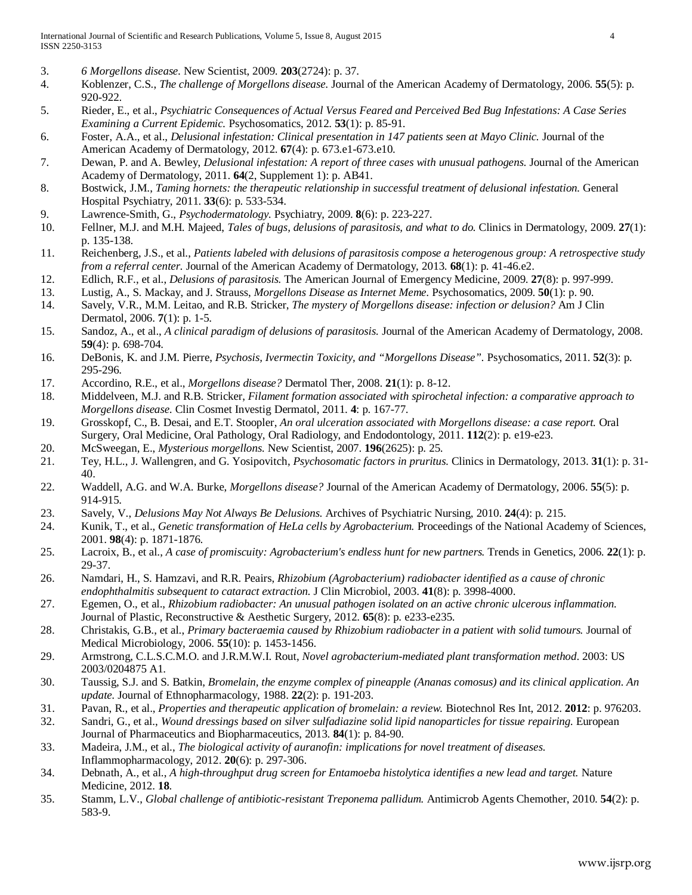3. *6 Morgellons disease.* New Scientist, 2009. **203**(2724): p. 37.
4. Koblenzer, C.S., *The challenge of Morgellons disease.* Journal of the American Academy of Dermatology, 2006. **55**(5): p. 920-922.
5. Rieder, E., et al., *Psychiatric Consequences of Actual Versus Feared and Perceived Bed Bug Infestations: A Case Series Examining a Current Epidemic.* Psychosomatics, 2012. **53**(1): p. 85-91.
6. Foster, A.A., et al., *Delusional infestation: Clinical presentation in 147 patients seen at Mayo Clinic.* Journal of the American Academy of Dermatology, 2012. **67**(4): p. 673.e1-673.e10.
7. Dewan, P. and A. Bewley, *Delusional infestation: A report of three cases with unusual pathogens.* Journal of the American Academy of Dermatology, 2011. **64**(2, Supplement 1): p. AB41.
8. Bostwick, J.M., *Taming hornets: the therapeutic relationship in successful treatment of delusional infestation.* General Hospital Psychiatry, 2011. **33**(6): p. 533-534.
9. Lawrence-Smith, G., *Psychodermatology.* Psychiatry, 2009. **8**(6): p. 223-227.
10. Fellner, M.J. and M.H. Majeed, *Tales of bugs, delusions of parasitosis, and what to do.* Clinics in Dermatology, 2009. **27**(1): p. 135-138.
11. Reichenberg, J.S., et al., *Patients labeled with delusions of parasitosis compose a heterogenous group: A retrospective study from a referral center.* Journal of the American Academy of Dermatology, 2013. **68**(1): p. 41-46.e2.
12. Edlich, R.F., et al., *Delusions of parasitosis.* The American Journal of Emergency Medicine, 2009. **27**(8): p. 997-999.
13. Lustig, A., S. Mackay, and J. Strauss, *Morgellons Disease as Internet Meme.* Psychosomatics, 2009. **50**(1): p. 90.
14. Savely, V.R., M.M. Leitao, and R.B. Stricker, *The mystery of Morgellons disease: infection or delusion?* Am J Clin Dermatol, 2006. **7**(1): p. 1-5.
15. Sandoz, A., et al., *A clinical paradigm of delusions of parasitosis.* Journal of the American Academy of Dermatology, 2008. **59**(4): p. 698-704.
16. DeBonis, K. and J.M. Pierre, *Psychosis, Ivermectin Toxicity, and "Morgellons Disease".* Psychosomatics, 2011. **52**(3): p. 295-296.
17. Accordino, R.E., et al., *Morgellons disease?* Dermatol Ther, 2008. **21**(1): p. 8-12.
18. Middelveen, M.J. and R.B. Stricker, *Filament formation associated with spirochetal infection: a comparative approach to Morgellons disease.* Clin Cosmet Investig Dermatol, 2011. **4**: p. 167-77.
19. Grosskopf, C., B. Desai, and E.T. Stoopler, *An oral ulceration associated with Morgellons disease: a case report.* Oral Surgery, Oral Medicine, Oral Pathology, Oral Radiology, and Endodontology, 2011. **112**(2): p. e19-e23.
20. McSweegan, E., *Mysterious morgellons.* New Scientist, 2007. **196**(2625): p. 25.
21. Tey, H.L., J. Wallengren, and G. Yosipovitch, *Psychosomatic factors in pruritus.* Clinics in Dermatology, 2013. **31**(1): p. 31-40.
22. Waddell, A.G. and W.A. Burke, *Morgellons disease?* Journal of the American Academy of Dermatology, 2006. **55**(5): p. 914-915.
23. Savely, V., *Delusions May Not Always Be Delusions.* Archives of Psychiatric Nursing, 2010. **24**(4): p. 215.
24. Kunik, T., et al., *Genetic transformation of HeLa cells by Agrobacterium.* Proceedings of the National Academy of Sciences, 2001. **98**(4): p. 1871-1876.
25. Lacroix, B., et al., *A case of promiscuity: Agrobacterium's endless hunt for new partners.* Trends in Genetics, 2006. **22**(1): p. 29-37.
26. Namdari, H., S. Hamzavi, and R.R. Peairs, *Rhizobium (Agrobacterium) radiobacter identified as a cause of chronic endophthalmitis subsequent to cataract extraction.* J Clin Microbiol, 2003. **41**(8): p. 3998-4000.
27. Egemen, O., et al., *Rhizobium radiobacter: An unusual pathogen isolated on an active chronic ulcerous inflammation.* Journal of Plastic, Reconstructive & Aesthetic Surgery, 2012. **65**(8): p. e233-e235.
28. Christakis, G.B., et al., *Primary bacteraemia caused by Rhizobium radiobacter in a patient with solid tumours.* Journal of Medical Microbiology, 2006. **55**(10): p. 1453-1456.
29. Armstrong, C.L.S.C.M.O. and J.R.M.W.I. Rout, *Novel agrobacterium-mediated plant transformation method*. 2003: US 2003/0204875 A1.
30. Taussig, S.J. and S. Batkin, *Bromelain, the enzyme complex of pineapple (Ananas comosus) and its clinical application. An update.* Journal of Ethnopharmacology, 1988. **22**(2): p. 191-203.
31. Pavan, R., et al., *Properties and therapeutic application of bromelain: a review.* Biotechnol Res Int, 2012. **2012**: p. 976203.
32. Sandri, G., et al., *Wound dressings based on silver sulfadiazine solid lipid nanoparticles for tissue repairing.* European Journal of Pharmaceutics and Biopharmaceutics, 2013. **84**(1): p. 84-90.
33. Madeira, J.M., et al., *The biological activity of auranofin: implications for novel treatment of diseases.* Inflammopharmacology, 2012. **20**(6): p. 297-306.
34. Debnath, A., et al., *A high-throughput drug screen for Entamoeba histolytica identifies a new lead and target.* Nature Medicine, 2012. **18**.
35. Stamm, L.V., *Global challenge of antibiotic-resistant Treponema pallidum.* Antimicrob Agents Chemother, 2010. **54**(2): p. 583-9.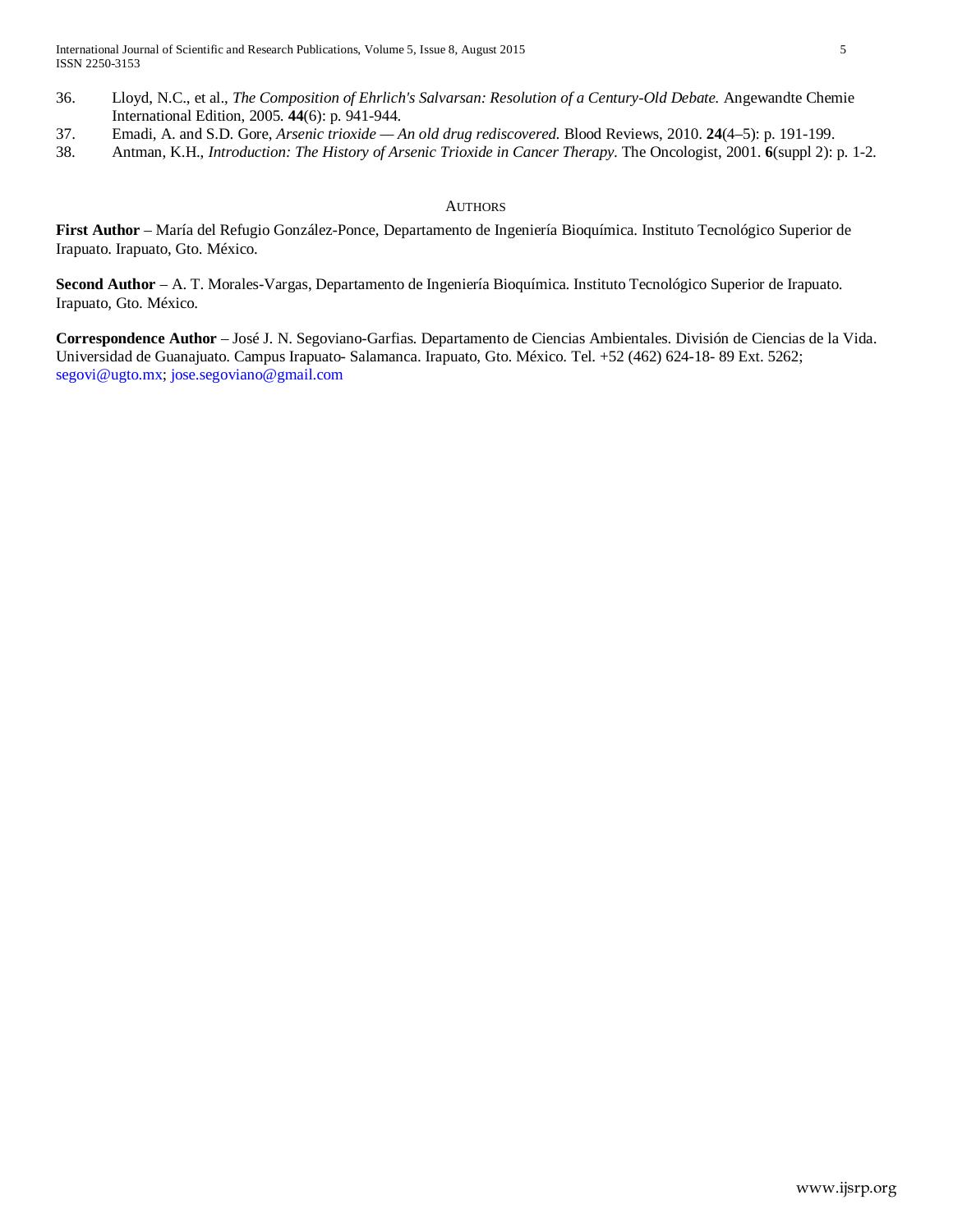36. Lloyd, N.C., et al., *The Composition of Ehrlich's Salvarsan: Resolution of a Century-Old Debate.* Angewandte Chemie International Edition, 2005. **44**(6): p. 941-944.
37. Emadi, A. and S.D. Gore, *Arsenic trioxide — An old drug rediscovered.* Blood Reviews, 2010. **24**(4–5): p. 191-199.
38. Antman, K.H., *Introduction: The History of Arsenic Trioxide in Cancer Therapy.* The Oncologist, 2001. **6**(suppl 2): p. 1-2.

## Authors

**First Author** – María del Refugio González-Ponce, Departamento de Ingeniería Bioquímica. Instituto Tecnológico Superior de Irapuato. Irapuato, Gto. México.

**Second Author** – A. T. Morales-Vargas, Departamento de Ingeniería Bioquímica. Instituto Tecnológico Superior de Irapuato. Irapuato, Gto. México.

**Correspondence Author** – José J. N. Segoviano-Garfias. Departamento de Ciencias Ambientales. División de Ciencias de la Vida. Universidad de Guanajuato. Campus Irapuato- Salamanca. Irapuato, Gto. México. Tel. +52 (462) 624-18- 89 Ext. 5262; segovi@ugto.mx; jose.segoviano@gmail.com